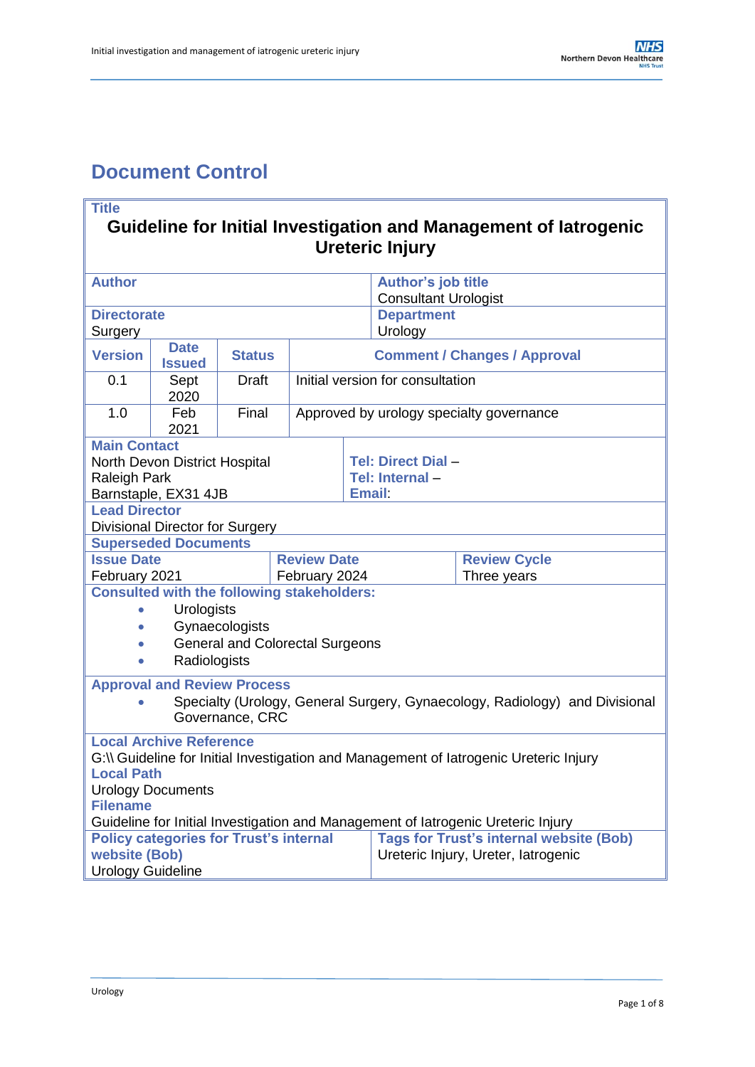# Document Control

| **Title** | | | |
|---|---|---|---|
| **Guideline for Initial Investigation and Management of Iatrogenic Ureteric Injury** | | | |
| **Author** | | **Author's job title**<br>Consultant Urologist | |
| **Directorate**<br>Surgery | | **Department**<br>Urology | |

| **Version** | **Date Issued** | **Status** | **Comment / Changes / Approval** |
|---|---|---|---|
| 0.1 | Sept 2020 | Draft | Initial version for consultation |
| 1.0 | Feb 2021 | Final | Approved by urology specialty governance |

| **Main Contact**<br>North Devon District Hospital<br>Raleigh Park<br>Barnstaple, EX31 4JB | **Tel: Direct Dial** –<br>**Tel: Internal** –<br>**Email**: | |
|---|---|---|
| **Lead Director**<br>Divisional Director for Surgery | | |
| **Superseded Documents** | | |
| **Issue Date**<br>February 2021 | **Review Date**<br>February 2024 | **Review Cycle**<br>Three years |

**Consulted with the following stakeholders:**

- Urologists
- Gynaecologists
- General and Colorectal Surgeons
- Radiologists

**Approval and Review Process**

- Specialty (Urology, General Surgery, Gynaecology, Radiology) and Divisional Governance, CRC

**Local Archive Reference**
G:\\ Guideline for Initial Investigation and Management of Iatrogenic Ureteric Injury

**Local Path**
Urology Documents

**Filename**
Guideline for Initial Investigation and Management of Iatrogenic Ureteric Injury

| **Policy categories for Trust's internal website (Bob)** | **Tags for Trust's internal website (Bob)** |
|---|---|
| Urology Guideline | Ureteric Injury, Ureter, Iatrogenic |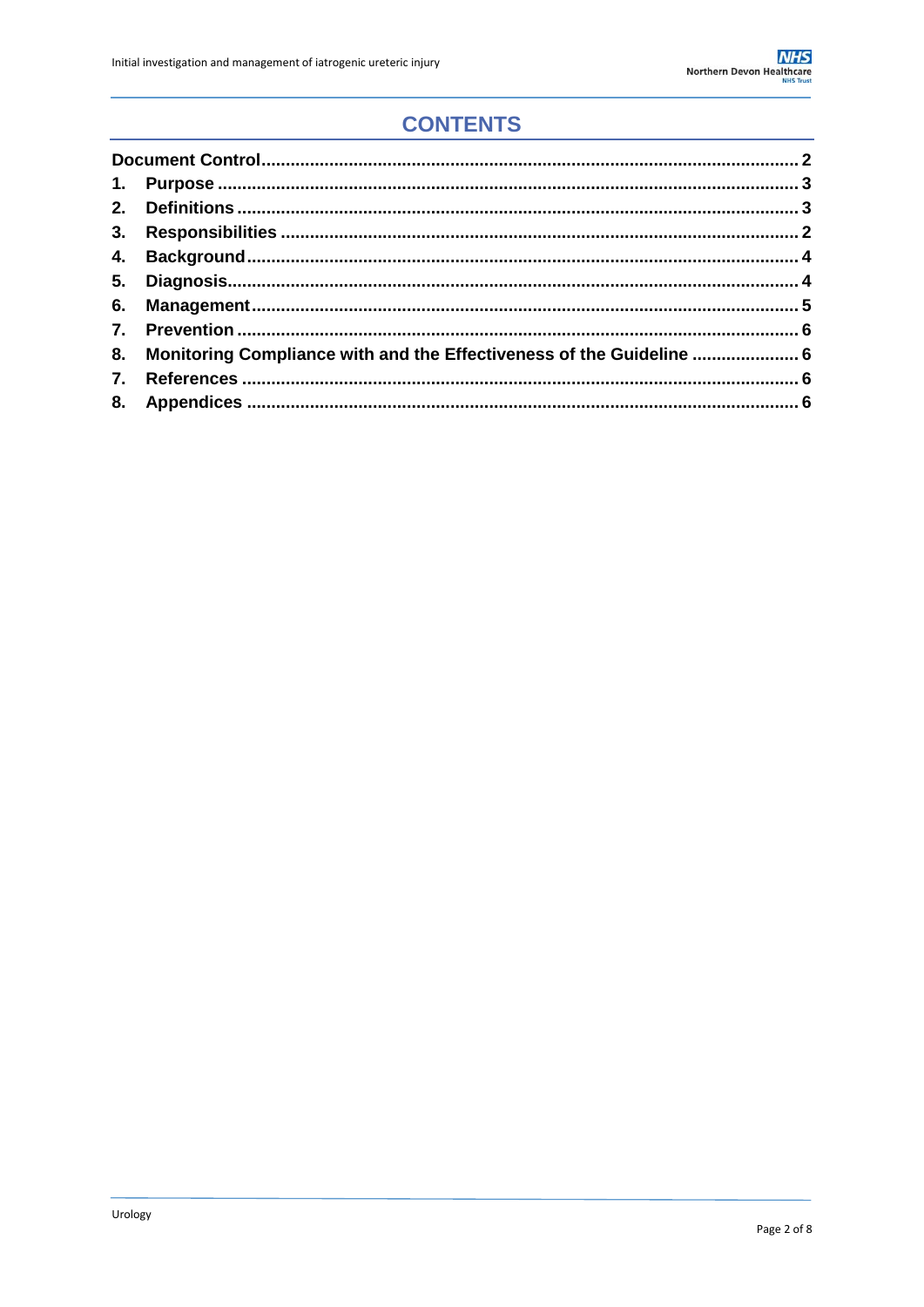# CONTENTS

| | | |
|---|---|---|
| **Document Control** | | **2** |
| **1.** | **Purpose** | **3** |
| **2.** | **Definitions** | **3** |
| **3.** | **Responsibilities** | **2** |
| **4.** | **Background** | **4** |
| **5.** | **Diagnosis** | **4** |
| **6.** | **Management** | **5** |
| **7.** | **Prevention** | **6** |
| **8.** | **Monitoring Compliance with and the Effectiveness of the Guideline** | **6** |
| **7.** | **References** | **6** |
| **8.** | **Appendices** | **6** |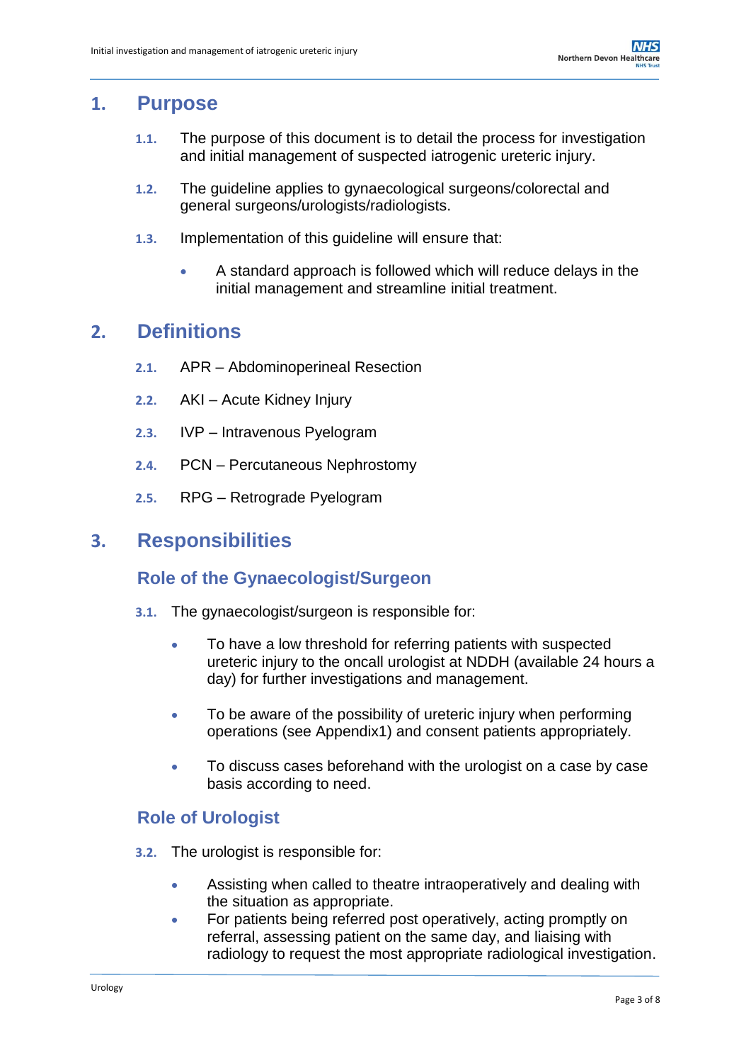## 1. Purpose

**1.1.** The purpose of this document is to detail the process for investigation and initial management of suspected iatrogenic ureteric injury.

**1.2.** The guideline applies to gynaecological surgeons/colorectal and general surgeons/urologists/radiologists.

**1.3.** Implementation of this guideline will ensure that:

- A standard approach is followed which will reduce delays in the initial management and streamline initial treatment.

## 2. Definitions

**2.1.** APR – Abdominoperineal Resection

**2.2.** AKI – Acute Kidney Injury

**2.3.** IVP – Intravenous Pyelogram

**2.4.** PCN – Percutaneous Nephrostomy

**2.5.** RPG – Retrograde Pyelogram

## 3. Responsibilities

### Role of the Gynaecologist/Surgeon

**3.1.** The gynaecologist/surgeon is responsible for:

- To have a low threshold for referring patients with suspected ureteric injury to the oncall urologist at NDDH (available 24 hours a day) for further investigations and management.
- To be aware of the possibility of ureteric injury when performing operations (see Appendix1) and consent patients appropriately.
- To discuss cases beforehand with the urologist on a case by case basis according to need.

### Role of Urologist

**3.2.** The urologist is responsible for:

- Assisting when called to theatre intraoperatively and dealing with the situation as appropriate.
- For patients being referred post operatively, acting promptly on referral, assessing patient on the same day, and liaising with radiology to request the most appropriate radiological investigation.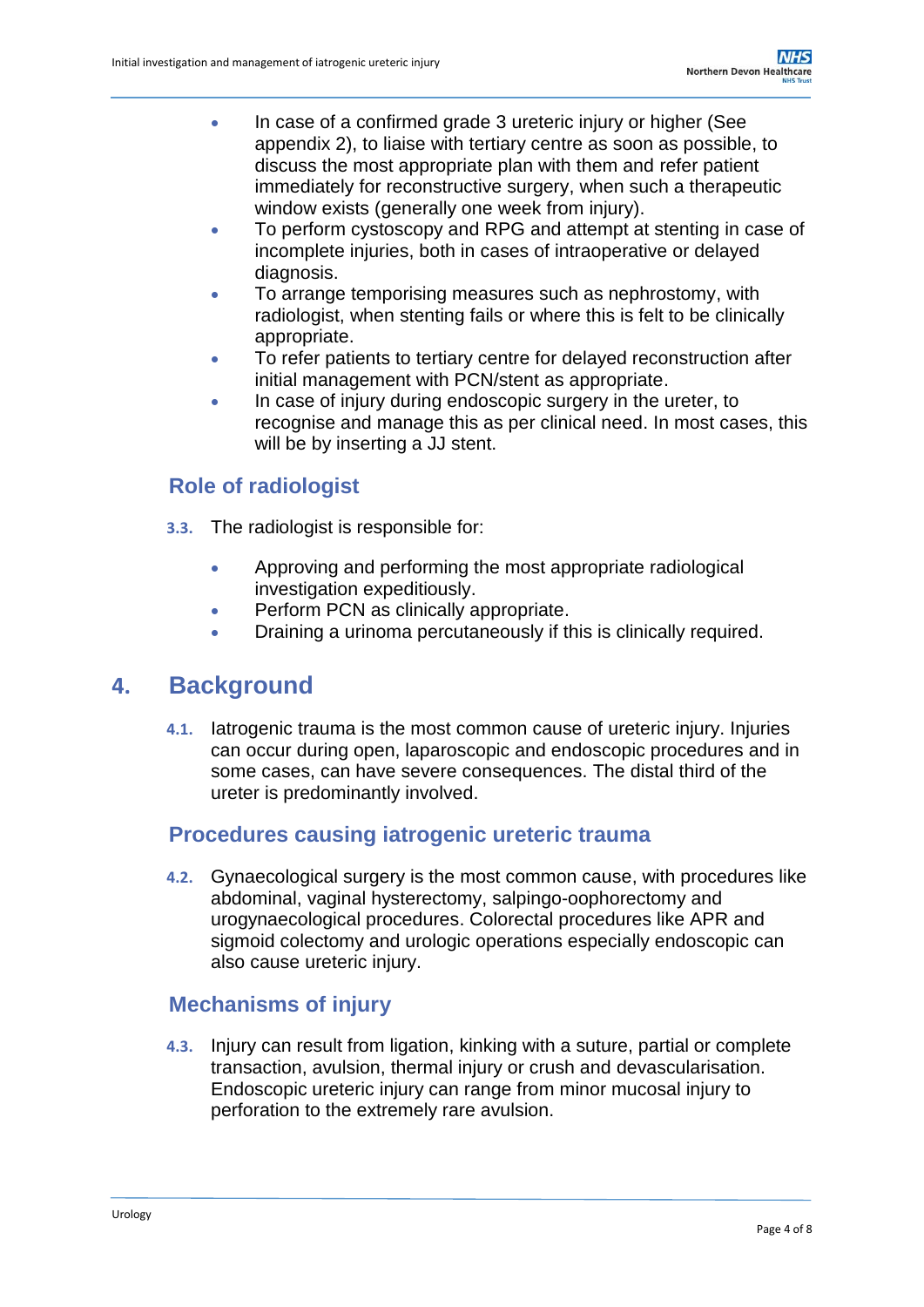- In case of a confirmed grade 3 ureteric injury or higher (See appendix 2), to liaise with tertiary centre as soon as possible, to discuss the most appropriate plan with them and refer patient immediately for reconstructive surgery, when such a therapeutic window exists (generally one week from injury).
- To perform cystoscopy and RPG and attempt at stenting in case of incomplete injuries, both in cases of intraoperative or delayed diagnosis.
- To arrange temporising measures such as nephrostomy, with radiologist, when stenting fails or where this is felt to be clinically appropriate.
- To refer patients to tertiary centre for delayed reconstruction after initial management with PCN/stent as appropriate.
- In case of injury during endoscopic surgery in the ureter, to recognise and manage this as per clinical need. In most cases, this will be by inserting a JJ stent.

### Role of radiologist

**3.3.** The radiologist is responsible for:

- Approving and performing the most appropriate radiological investigation expeditiously.
- Perform PCN as clinically appropriate.
- Draining a urinoma percutaneously if this is clinically required.

## 4. Background

**4.1.** Iatrogenic trauma is the most common cause of ureteric injury. Injuries can occur during open, laparoscopic and endoscopic procedures and in some cases, can have severe consequences. The distal third of the ureter is predominantly involved.

### Procedures causing iatrogenic ureteric trauma

**4.2.** Gynaecological surgery is the most common cause, with procedures like abdominal, vaginal hysterectomy, salpingo-oophorectomy and urogynaecological procedures. Colorectal procedures like APR and sigmoid colectomy and urologic operations especially endoscopic can also cause ureteric injury.

### Mechanisms of injury

**4.3.** Injury can result from ligation, kinking with a suture, partial or complete transaction, avulsion, thermal injury or crush and devascularisation. Endoscopic ureteric injury can range from minor mucosal injury to perforation to the extremely rare avulsion.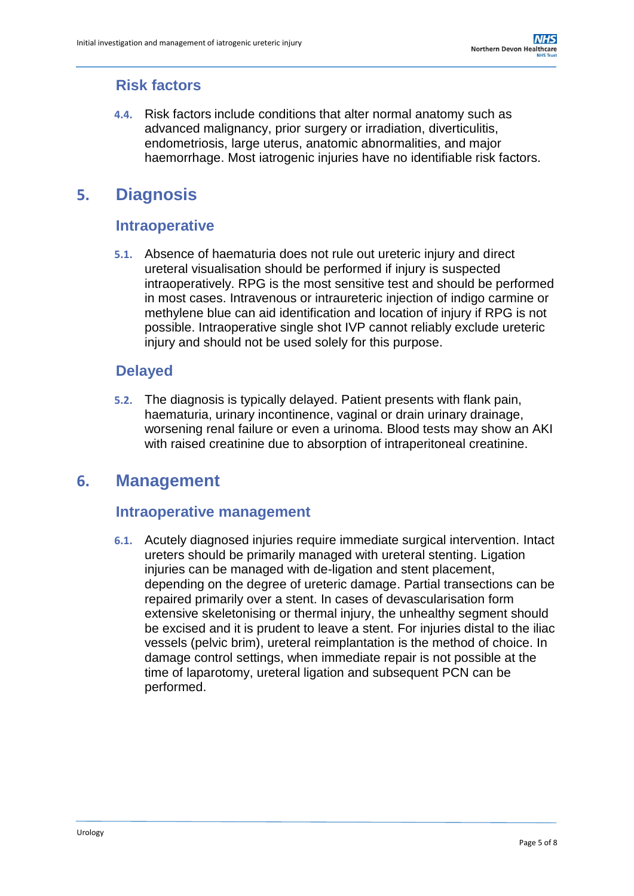### Risk factors

**4.4.** Risk factors include conditions that alter normal anatomy such as advanced malignancy, prior surgery or irradiation, diverticulitis, endometriosis, large uterus, anatomic abnormalities, and major haemorrhage. Most iatrogenic injuries have no identifiable risk factors.

## 5. Diagnosis

### Intraoperative

**5.1.** Absence of haematuria does not rule out ureteric injury and direct ureteral visualisation should be performed if injury is suspected intraoperatively. RPG is the most sensitive test and should be performed in most cases. Intravenous or intraureteric injection of indigo carmine or methylene blue can aid identification and location of injury if RPG is not possible. Intraoperative single shot IVP cannot reliably exclude ureteric injury and should not be used solely for this purpose.

### Delayed

**5.2.** The diagnosis is typically delayed. Patient presents with flank pain, haematuria, urinary incontinence, vaginal or drain urinary drainage, worsening renal failure or even a urinoma. Blood tests may show an AKI with raised creatinine due to absorption of intraperitoneal creatinine.

## 6. Management

### Intraoperative management

**6.1.** Acutely diagnosed injuries require immediate surgical intervention. Intact ureters should be primarily managed with ureteral stenting. Ligation injuries can be managed with de-ligation and stent placement, depending on the degree of ureteric damage. Partial transections can be repaired primarily over a stent. In cases of devascularisation form extensive skeletonising or thermal injury, the unhealthy segment should be excised and it is prudent to leave a stent. For injuries distal to the iliac vessels (pelvic brim), ureteral reimplantation is the method of choice. In damage control settings, when immediate repair is not possible at the time of laparotomy, ureteral ligation and subsequent PCN can be performed.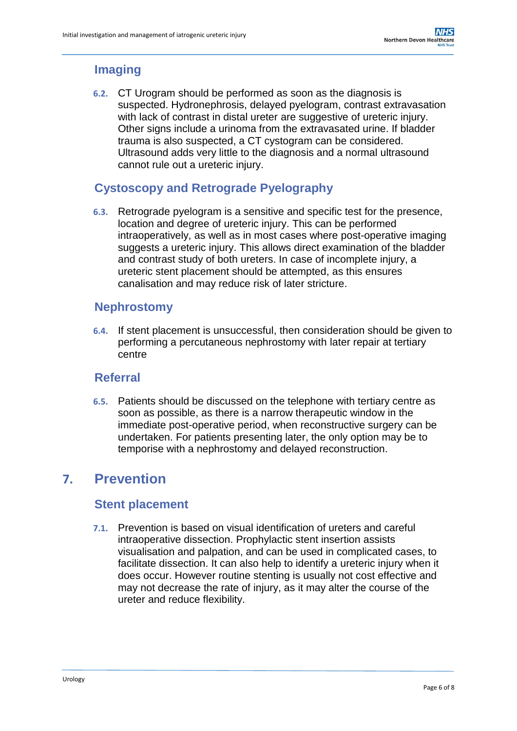### Imaging

**6.2.** CT Urogram should be performed as soon as the diagnosis is suspected. Hydronephrosis, delayed pyelogram, contrast extravasation with lack of contrast in distal ureter are suggestive of ureteric injury. Other signs include a urinoma from the extravasated urine. If bladder trauma is also suspected, a CT cystogram can be considered. Ultrasound adds very little to the diagnosis and a normal ultrasound cannot rule out a ureteric injury.

### Cystoscopy and Retrograde Pyelography

**6.3.** Retrograde pyelogram is a sensitive and specific test for the presence, location and degree of ureteric injury. This can be performed intraoperatively, as well as in most cases where post-operative imaging suggests a ureteric injury. This allows direct examination of the bladder and contrast study of both ureters. In case of incomplete injury, a ureteric stent placement should be attempted, as this ensures canalisation and may reduce risk of later stricture.

### Nephrostomy

**6.4.** If stent placement is unsuccessful, then consideration should be given to performing a percutaneous nephrostomy with later repair at tertiary centre

### Referral

**6.5.** Patients should be discussed on the telephone with tertiary centre as soon as possible, as there is a narrow therapeutic window in the immediate post-operative period, when reconstructive surgery can be undertaken. For patients presenting later, the only option may be to temporise with a nephrostomy and delayed reconstruction.

## 7. Prevention

### Stent placement

**7.1.** Prevention is based on visual identification of ureters and careful intraoperative dissection. Prophylactic stent insertion assists visualisation and palpation, and can be used in complicated cases, to facilitate dissection. It can also help to identify a ureteric injury when it does occur. However routine stenting is usually not cost effective and may not decrease the rate of injury, as it may alter the course of the ureter and reduce flexibility.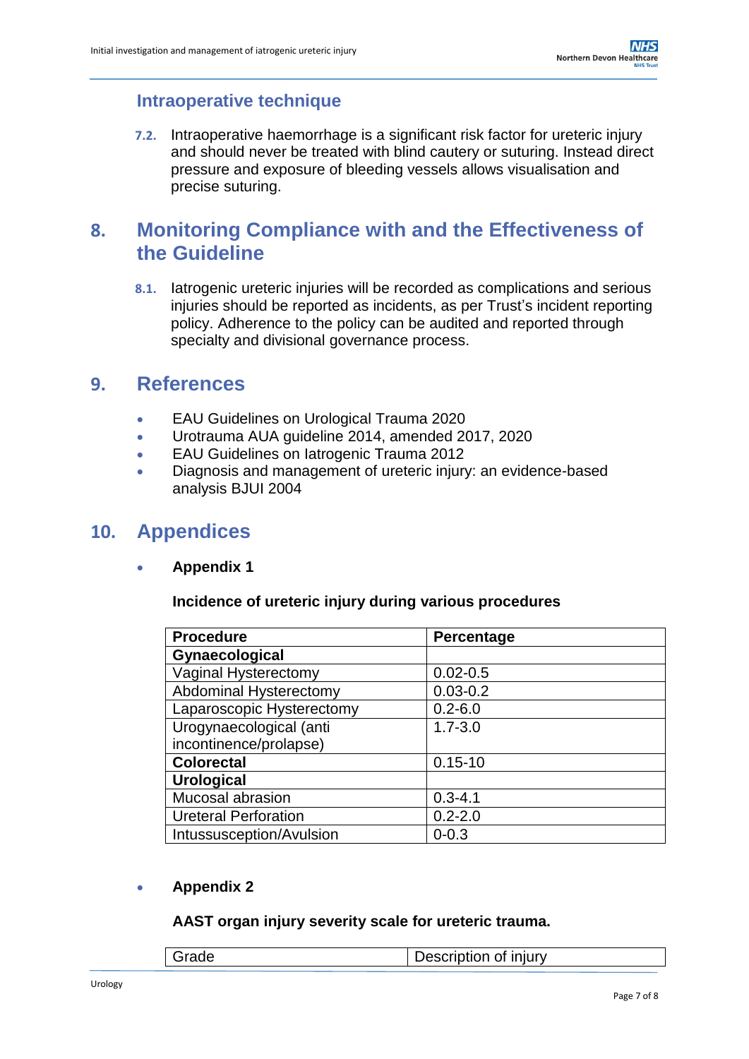### Intraoperative technique

**7.2.** Intraoperative haemorrhage is a significant risk factor for ureteric injury and should never be treated with blind cautery or suturing. Instead direct pressure and exposure of bleeding vessels allows visualisation and precise suturing.

## 8. Monitoring Compliance with and the Effectiveness of the Guideline

**8.1.** Iatrogenic ureteric injuries will be recorded as complications and serious injuries should be reported as incidents, as per Trust's incident reporting policy. Adherence to the policy can be audited and reported through specialty and divisional governance process.

## 9. References

- EAU Guidelines on Urological Trauma 2020
- Urotrauma AUA guideline 2014, amended 2017, 2020
- EAU Guidelines on Iatrogenic Trauma 2012
- Diagnosis and management of ureteric injury: an evidence-based analysis BJUI 2004

## 10. Appendices

- **Appendix 1**

**Incidence of ureteric injury during various procedures**

| Procedure | Percentage |
|---|---|
| **Gynaecological** | |
| Vaginal Hysterectomy | 0.02-0.5 |
| Abdominal Hysterectomy | 0.03-0.2 |
| Laparoscopic Hysterectomy | 0.2-6.0 |
| Urogynaecological (anti incontinence/prolapse) | 1.7-3.0 |
| **Colorectal** | 0.15-10 |
| **Urological** | |
| Mucosal abrasion | 0.3-4.1 |
| Ureteral Perforation | 0.2-2.0 |
| Intussusception/Avulsion | 0-0.3 |

- **Appendix 2**

**AAST organ injury severity scale for ureteric trauma.**

| Grade | Description of injury |
|---|---|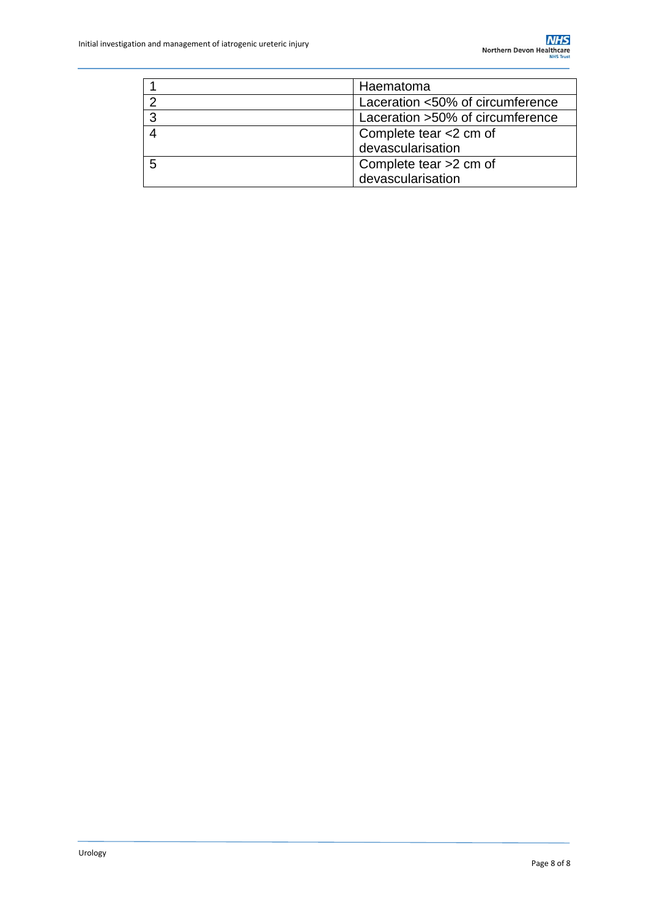| | |
|---|---|
| 1 | Haematoma |
| 2 | Laceration <50% of circumference |
| 3 | Laceration >50% of circumference |
| 4 | Complete tear <2 cm of devascularisation |
| 5 | Complete tear >2 cm of devascularisation |